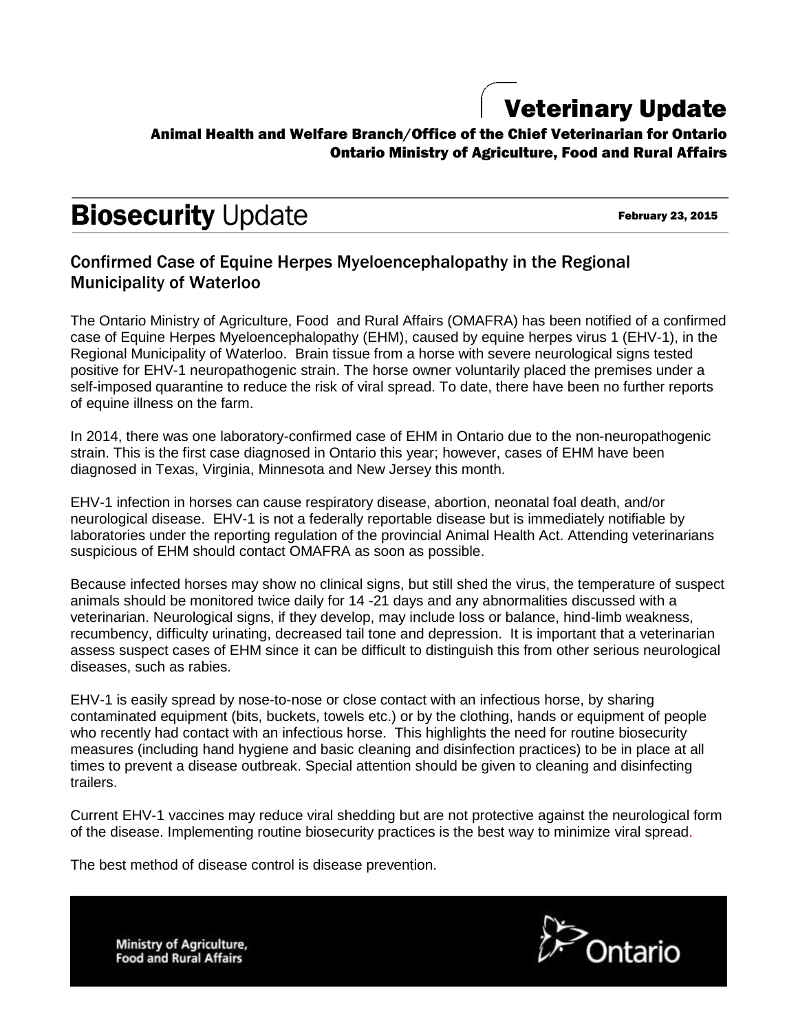# Veterinary Update

**Animal Health and Welfare Branch/Office of the Chief Veterinarian for Ontario**
**Ontario Ministry of Agriculture, Food and Rural Affairs**

## **Biosecurity** Update

**February 23, 2015**

### Confirmed Case of Equine Herpes Myeloencephalopathy in the Regional Municipality of Waterloo

The Ontario Ministry of Agriculture, Food and Rural Affairs (OMAFRA) has been notified of a confirmed case of Equine Herpes Myeloencephalopathy (EHM), caused by equine herpes virus 1 (EHV-1), in the Regional Municipality of Waterloo. Brain tissue from a horse with severe neurological signs tested positive for EHV-1 neuropathogenic strain. The horse owner voluntarily placed the premises under a self-imposed quarantine to reduce the risk of viral spread. To date, there have been no further reports of equine illness on the farm.

In 2014, there was one laboratory-confirmed case of EHM in Ontario due to the non-neuropathogenic strain. This is the first case diagnosed in Ontario this year; however, cases of EHM have been diagnosed in Texas, Virginia, Minnesota and New Jersey this month.

EHV-1 infection in horses can cause respiratory disease, abortion, neonatal foal death, and/or neurological disease. EHV-1 is not a federally reportable disease but is immediately notifiable by laboratories under the reporting regulation of the provincial Animal Health Act. Attending veterinarians suspicious of EHM should contact OMAFRA as soon as possible.

Because infected horses may show no clinical signs, but still shed the virus, the temperature of suspect animals should be monitored twice daily for 14 -21 days and any abnormalities discussed with a veterinarian. Neurological signs, if they develop, may include loss or balance, hind-limb weakness, recumbency, difficulty urinating, decreased tail tone and depression. It is important that a veterinarian assess suspect cases of EHM since it can be difficult to distinguish this from other serious neurological diseases, such as rabies.

EHV-1 is easily spread by nose-to-nose or close contact with an infectious horse, by sharing contaminated equipment (bits, buckets, towels etc.) or by the clothing, hands or equipment of people who recently had contact with an infectious horse. This highlights the need for routine biosecurity measures (including hand hygiene and basic cleaning and disinfection practices) to be in place at all times to prevent a disease outbreak. Special attention should be given to cleaning and disinfecting trailers.

Current EHV-1 vaccines may reduce viral shedding but are not protective against the neurological form of the disease. Implementing routine biosecurity practices is the best way to minimize viral spread.

The best method of disease control is disease prevention.

Ministry of Agriculture, Food and Rural Affairs

Ontario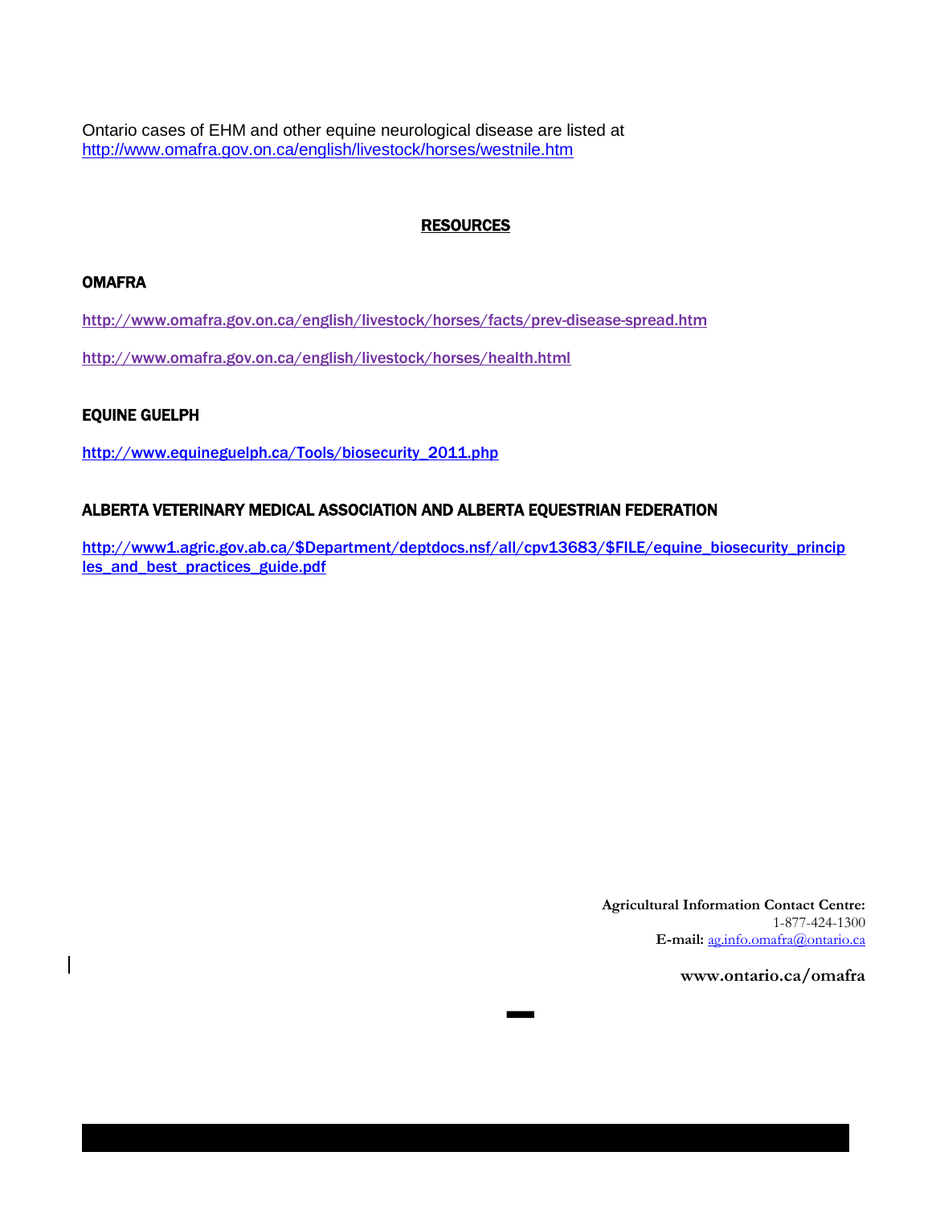Ontario cases of EHM and other equine neurological disease are listed at
http://www.omafra.gov.on.ca/english/livestock/horses/westnile.htm

## RESOURCES

### OMAFRA

http://www.omafra.gov.on.ca/english/livestock/horses/facts/prev-disease-spread.htm

http://www.omafra.gov.on.ca/english/livestock/horses/health.html

### EQUINE GUELPH

http://www.equineguelph.ca/Tools/biosecurity_2011.php

### ALBERTA VETERINARY MEDICAL ASSOCIATION AND ALBERTA EQUESTRIAN FEDERATION

http://www1.agric.gov.ab.ca/$Department/deptdocs.nsf/all/cpv13683/$FILE/equine_biosecurity_principles_and_best_practices_guide.pdf

**Agricultural Information Contact Centre:**
1-877-424-1300
**E-mail:** ag.info.omafra@ontario.ca

**www.ontario.ca/omafra**